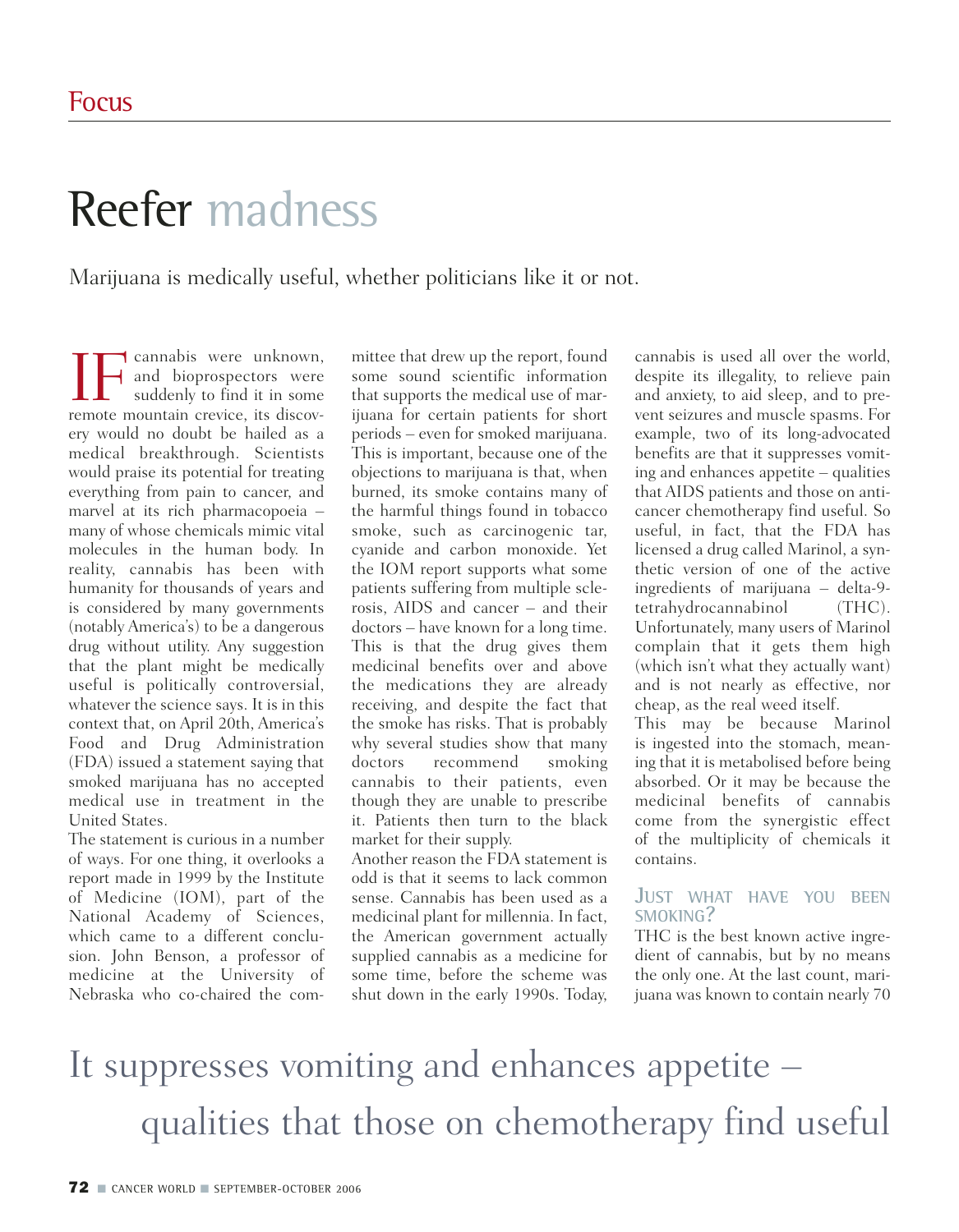Focus

# Reefer madness

Marijuana is medically useful, whether politicians like it or not.

IF cannabis were unknown, and bioprospectors were suddenly to find it in some remote mountain crevice, its discovery would no doubt be hailed as a medical breakthrough. Scientists would praise its potential for treating everything from pain to cancer, and marvel at its rich pharmacopoeia – many of whose chemicals mimic vital molecules in the human body. In reality, cannabis has been with humanity for thousands of years and is considered by many governments (notably America's) to be a dangerous drug without utility. Any suggestion that the plant might be medically useful is politically controversial, whatever the science says. It is in this context that, on April 20th, America's Food and Drug Administration (FDA) issued a statement saying that smoked marijuana has no accepted medical use in treatment in the United States.

The statement is curious in a number of ways. For one thing, it overlooks a report made in 1999 by the Institute of Medicine (IOM), part of the National Academy of Sciences, which came to a different conclusion. John Benson, a professor of medicine at the University of Nebraska who co-chaired the committee that drew up the report, found some sound scientific information that supports the medical use of marijuana for certain patients for short periods – even for smoked marijuana. This is important, because one of the objections to marijuana is that, when burned, its smoke contains many of the harmful things found in tobacco smoke, such as carcinogenic tar, cyanide and carbon monoxide. Yet the IOM report supports what some patients suffering from multiple sclerosis, AIDS and cancer – and their doctors – have known for a long time. This is that the drug gives them medicinal benefits over and above the medications they are already receiving, and despite the fact that the smoke has risks. That is probably why several studies show that many doctors recommend smoking cannabis to their patients, even though they are unable to prescribe it. Patients then turn to the black market for their supply.

Another reason the FDA statement is odd is that it seems to lack common sense. Cannabis has been used as a medicinal plant for millennia. In fact, the American government actually supplied cannabis as a medicine for some time, before the scheme was shut down in the early 1990s. Today, cannabis is used all over the world, despite its illegality, to relieve pain and anxiety, to aid sleep, and to prevent seizures and muscle spasms. For example, two of its long-advocated benefits are that it suppresses vomiting and enhances appetite – qualities that AIDS patients and those on anti-cancer chemotherapy find useful. So useful, in fact, that the FDA has licensed a drug called Marinol, a synthetic version of one of the active ingredients of marijuana – delta-9-tetrahydrocannabinol (THC). Unfortunately, many users of Marinol complain that it gets them high (which isn't what they actually want) and is not nearly as effective, nor cheap, as the real weed itself.

This may be because Marinol is ingested into the stomach, meaning that it is metabolised before being absorbed. Or it may be because the medicinal benefits of cannabis come from the synergistic effect of the multiplicity of chemicals it contains.

## JUST WHAT HAVE YOU BEEN SMOKING?

THC is the best known active ingredient of cannabis, but by no means the only one. At the last count, marijuana was known to contain nearly 70

It suppresses vomiting and enhances appetite – qualities that those on chemotherapy find useful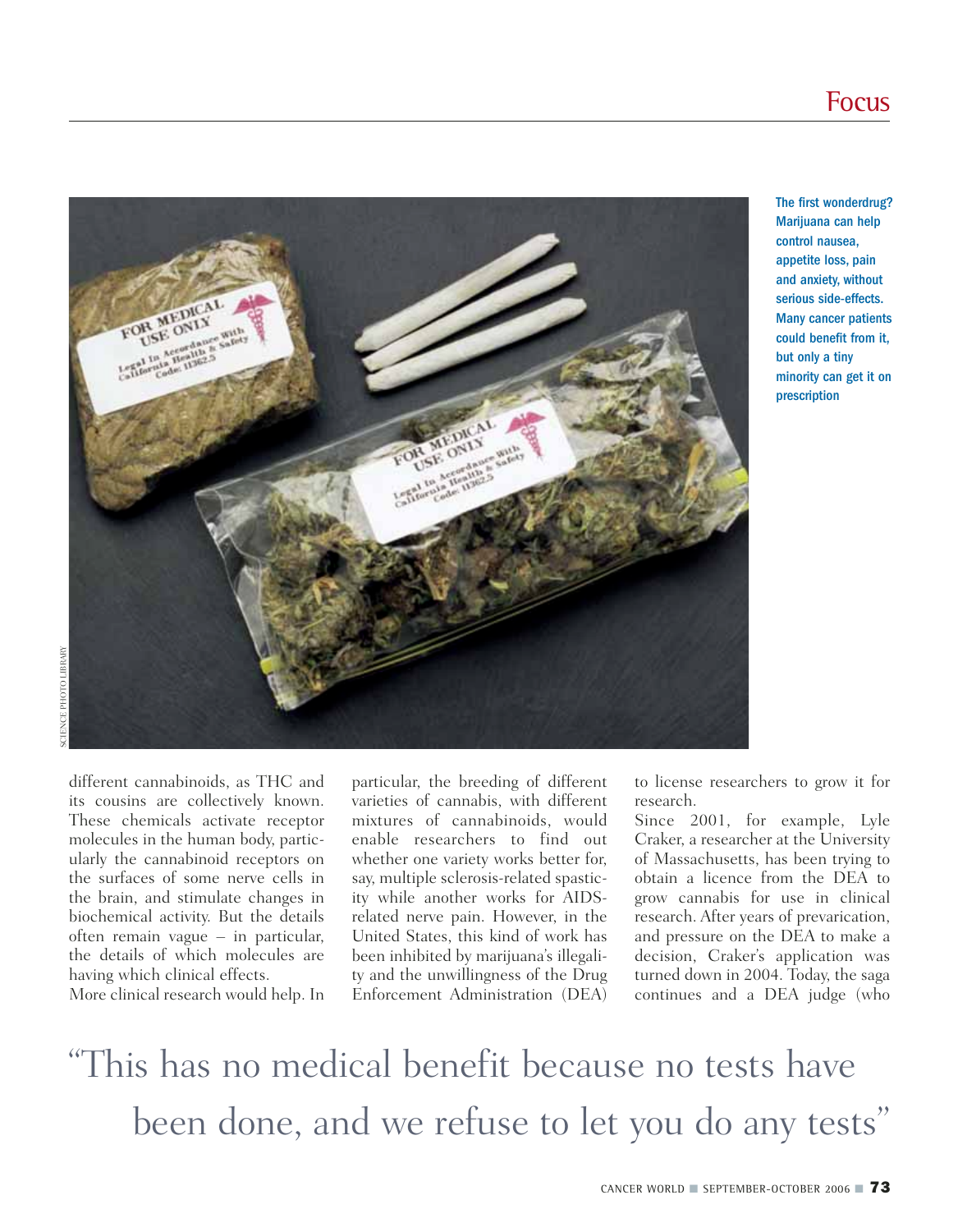The first wonderdrug? Marijuana can help control nausea, appetite loss, pain and anxiety, without serious side-effects. Many cancer patients could benefit from it, but only a tiny minority can get it on prescription

different cannabinoids, as THC and its cousins are collectively known. These chemicals activate receptor molecules in the human body, particularly the cannabinoid receptors on the surfaces of some nerve cells in the brain, and stimulate changes in biochemical activity. But the details often remain vague – in particular, the details of which molecules are having which clinical effects.

More clinical research would help. In particular, the breeding of different varieties of cannabis, with different mixtures of cannabinoids, would enable researchers to find out whether one variety works better for, say, multiple sclerosis-related spasticity while another works for AIDS-related nerve pain. However, in the United States, this kind of work has been inhibited by marijuana's illegality and the unwillingness of the Drug Enforcement Administration (DEA) to license researchers to grow it for research.

Since 2001, for example, Lyle Craker, a researcher at the University of Massachusetts, has been trying to obtain a licence from the DEA to grow cannabis for use in clinical research. After years of prevarication, and pressure on the DEA to make a decision, Craker's application was turned down in 2004. Today, the saga continues and a DEA judge (who

"This has no medical benefit because no tests have been done, and we refuse to let you do any tests"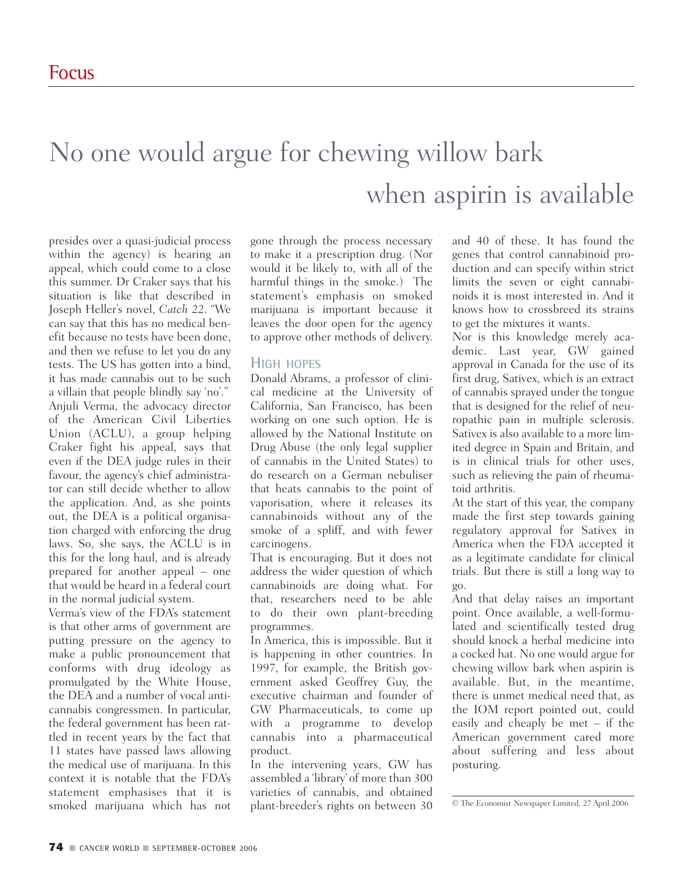# No one would argue for chewing willow bark when aspirin is available

presides over a quasi-judicial process within the agency) is hearing an appeal, which could come to a close this summer. Dr Craker says that his situation is like that described in Joseph Heller's novel, *Catch 22*. "We can say that this has no medical benefit because no tests have been done, and then we refuse to let you do any tests. The US has gotten into a bind, it has made cannabis out to be such a villain that people blindly say 'no'."

Anjuli Verma, the advocacy director of the American Civil Liberties Union (ACLU), a group helping Craker fight his appeal, says that even if the DEA judge rules in their favour, the agency's chief administrator can still decide whether to allow the application. And, as she points out, the DEA is a political organisation charged with enforcing the drug laws. So, she says, the ACLU is in this for the long haul, and is already prepared for another appeal – one that would be heard in a federal court in the normal judicial system.

Verma's view of the FDA's statement is that other arms of government are putting pressure on the agency to make a public pronouncement that conforms with drug ideology as promulgated by the White House, the DEA and a number of vocal anti-cannabis congressmen. In particular, the federal government has been rattled in recent years by the fact that 11 states have passed laws allowing the medical use of marijuana. In this context it is notable that the FDA's statement emphasises that it is smoked marijuana which has not gone through the process necessary to make it a prescription drug. (Nor would it be likely to, with all of the harmful things in the smoke.) The statement's emphasis on smoked marijuana is important because it leaves the door open for the agency to approve other methods of delivery.

## High hopes

Donald Abrams, a professor of clinical medicine at the University of California, San Francisco, has been working on one such option. He is allowed by the National Institute on Drug Abuse (the only legal supplier of cannabis in the United States) to do research on a German nebuliser that heats cannabis to the point of vaporisation, where it releases its cannabinoids without any of the smoke of a spliff, and with fewer carcinogens.

That is encouraging. But it does not address the wider question of which cannabinoids are doing what. For that, researchers need to be able to do their own plant-breeding programmes.

In America, this is impossible. But it is happening in other countries. In 1997, for example, the British government asked Geoffrey Guy, the executive chairman and founder of GW Pharmaceuticals, to come up with a programme to develop cannabis into a pharmaceutical product.

In the intervening years, GW has assembled a 'library' of more than 300 varieties of cannabis, and obtained plant-breeder's rights on between 30 and 40 of these. It has found the genes that control cannabinoid production and can specify within strict limits the seven or eight cannabinoids it is most interested in. And it knows how to crossbreed its strains to get the mixtures it wants.

Nor is this knowledge merely academic. Last year, GW gained approval in Canada for the use of its first drug, Sativex, which is an extract of cannabis sprayed under the tongue that is designed for the relief of neuropathic pain in multiple sclerosis. Sativex is also available to a more limited degree in Spain and Britain, and is in clinical trials for other uses, such as relieving the pain of rheumatoid arthritis.

At the start of this year, the company made the first step towards gaining regulatory approval for Sativex in America when the FDA accepted it as a legitimate candidate for clinical trials. But there is still a long way to go.

And that delay raises an important point. Once available, a well-formulated and scientifically tested drug should knock a herbal medicine into a cocked hat. No one would argue for chewing willow bark when aspirin is available. But, in the meantime, there is unmet medical need that, as the IOM report pointed out, could easily and cheaply be met – if the American government cared more about suffering and less about posturing.

© The Economist Newspaper Limited, 27 April 2006